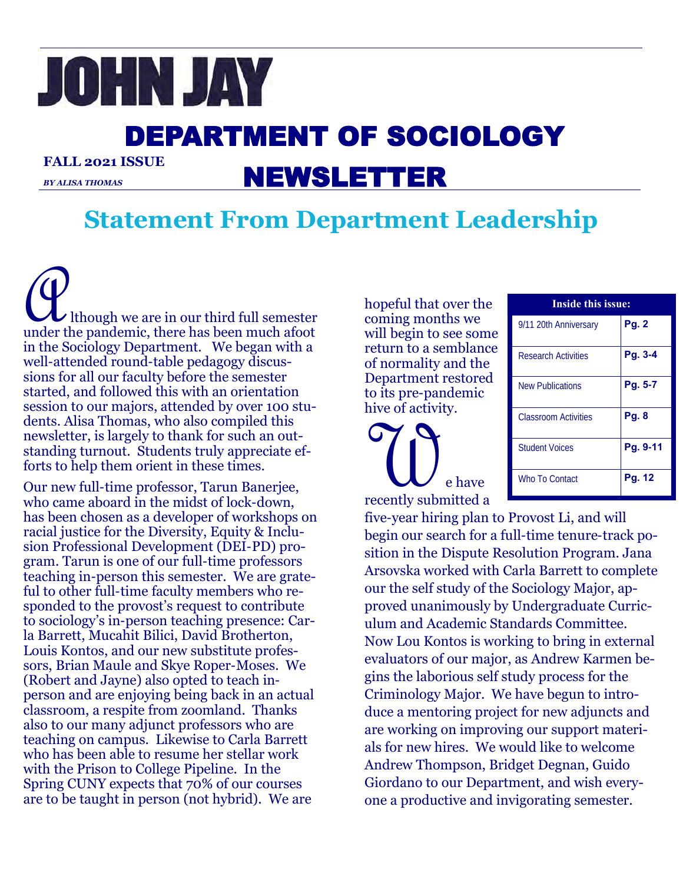# JOHN JAY

# DEPARTMENT OF SOCIOLOGY NEWSLETTER

**FALL 2021 ISSUE**

***BY ALISA THOMAS***

## Statement From Department Leadership

Although we are in our third full semester under the pandemic, there has been much afoot in the Sociology Department. We began with a well-attended round-table pedagogy discussions for all our faculty before the semester started, and followed this with an orientation session to our majors, attended by over 100 students. Alisa Thomas, who also compiled this newsletter, is largely to thank for such an outstanding turnout. Students truly appreciate efforts to help them orient in these times.

Our new full-time professor, Tarun Banerjee, who came aboard in the midst of lock-down, has been chosen as a developer of workshops on racial justice for the Diversity, Equity & Inclusion Professional Development (DEI-PD) program. Tarun is one of our full-time professors teaching in-person this semester. We are grateful to other full-time faculty members who responded to the provost's request to contribute to sociology's in-person teaching presence: Carla Barrett, Mucahit Bilici, David Brotherton, Louis Kontos, and our new substitute professors, Brian Maule and Skye Roper-Moses. We (Robert and Jayne) also opted to teach in-person and are enjoying being back in an actual classroom, a respite from zoomland. Thanks also to our many adjunct professors who are teaching on campus. Likewise to Carla Barrett who has been able to resume her stellar work with the Prison to College Pipeline. In the Spring CUNY expects that 70% of our courses are to be taught in person (not hybrid). We are hopeful that over the coming months we will begin to see some return to a semblance of normality and the Department restored to its pre-pandemic hive of activity.

We have recently submitted a five-year hiring plan to Provost Li, and will begin our search for a full-time tenure-track position in the Dispute Resolution Program. Jana Arsovska worked with Carla Barrett to complete our the self study of the Sociology Major, approved unanimously by Undergraduate Curriculum and Academic Standards Committee. Now Lou Kontos is working to bring in external evaluators of our major, as Andrew Karmen begins the laborious self study process for the Criminology Major. We have begun to introduce a mentoring project for new adjuncts and are working on improving our support materials for new hires. We would like to welcome Andrew Thompson, Bridget Degnan, Guido Giordano to our Department, and wish everyone a productive and invigorating semester.

| Inside this issue: | |
|---|---|
| 9/11 20th Anniversary | **Pg. 2** |
| Research Activities | **Pg. 3-4** |
| New Publications | **Pg. 5-7** |
| Classroom Activities | **Pg. 8** |
| Student Voices | **Pg. 9-11** |
| Who To Contact | **Pg. 12** |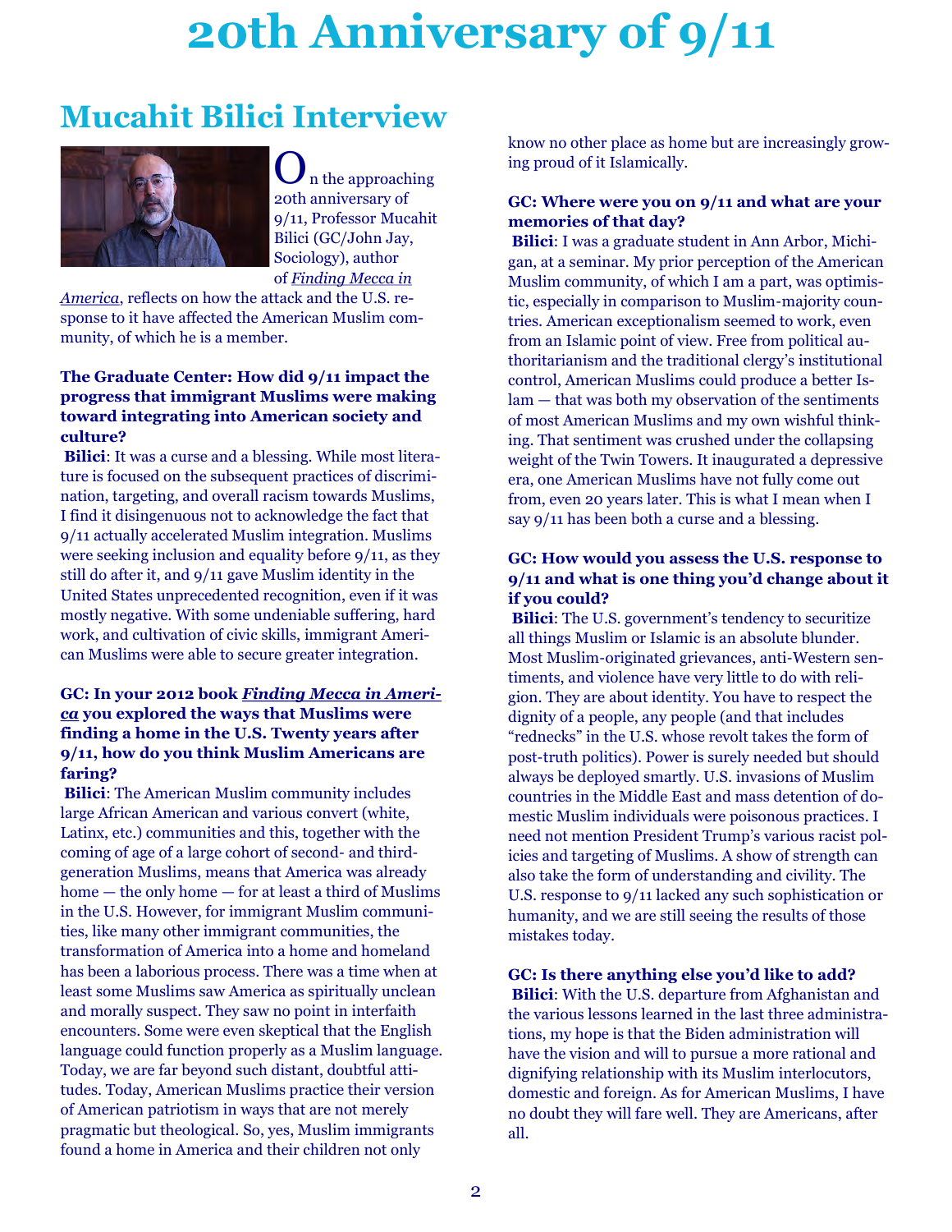# 20th Anniversary of 9/11

## Mucahit Bilici Interview

On the approaching 20th anniversary of 9/11, Professor Mucahit Bilici (GC/John Jay, Sociology), author of *Finding Mecca in America*, reflects on how the attack and the U.S. response to it have affected the American Muslim community, of which he is a member.

**The Graduate Center: How did 9/11 impact the progress that immigrant Muslims were making toward integrating into American society and culture?**

**Bilici**: It was a curse and a blessing. While most literature is focused on the subsequent practices of discrimination, targeting, and overall racism towards Muslims, I find it disingenuous not to acknowledge the fact that 9/11 actually accelerated Muslim integration. Muslims were seeking inclusion and equality before 9/11, as they still do after it, and 9/11 gave Muslim identity in the United States unprecedented recognition, even if it was mostly negative. With some undeniable suffering, hard work, and cultivation of civic skills, immigrant American Muslims were able to secure greater integration.

**GC: In your 2012 book *Finding Mecca in America* you explored the ways that Muslims were finding a home in the U.S. Twenty years after 9/11, how do you think Muslim Americans are faring?**

**Bilici**: The American Muslim community includes large African American and various convert (white, Latinx, etc.) communities and this, together with the coming of age of a large cohort of second- and third-generation Muslims, means that America was already home — the only home — for at least a third of Muslims in the U.S. However, for immigrant Muslim communities, like many other immigrant communities, the transformation of America into a home and homeland has been a laborious process. There was a time when at least some Muslims saw America as spiritually unclean and morally suspect. They saw no point in interfaith encounters. Some were even skeptical that the English language could function properly as a Muslim language. Today, we are far beyond such distant, doubtful attitudes. Today, American Muslims practice their version of American patriotism in ways that are not merely pragmatic but theological. So, yes, Muslim immigrants found a home in America and their children not only know no other place as home but are increasingly growing proud of it Islamically.

**GC: Where were you on 9/11 and what are your memories of that day?**

**Bilici**: I was a graduate student in Ann Arbor, Michigan, at a seminar. My prior perception of the American Muslim community, of which I am a part, was optimistic, especially in comparison to Muslim-majority countries. American exceptionalism seemed to work, even from an Islamic point of view. Free from political authoritarianism and the traditional clergy's institutional control, American Muslims could produce a better Islam — that was both my observation of the sentiments of most American Muslims and my own wishful thinking. That sentiment was crushed under the collapsing weight of the Twin Towers. It inaugurated a depressive era, one American Muslims have not fully come out from, even 20 years later. This is what I mean when I say 9/11 has been both a curse and a blessing.

**GC: How would you assess the U.S. response to 9/11 and what is one thing you'd change about it if you could?**

**Bilici**: The U.S. government's tendency to securitize all things Muslim or Islamic is an absolute blunder. Most Muslim-originated grievances, anti-Western sentiments, and violence have very little to do with religion. They are about identity. You have to respect the dignity of a people, any people (and that includes "rednecks" in the U.S. whose revolt takes the form of post-truth politics). Power is surely needed but should always be deployed smartly. U.S. invasions of Muslim countries in the Middle East and mass detention of domestic Muslim individuals were poisonous practices. I need not mention President Trump's various racist policies and targeting of Muslims. A show of strength can also take the form of understanding and civility. The U.S. response to 9/11 lacked any such sophistication or humanity, and we are still seeing the results of those mistakes today.

**GC: Is there anything else you'd like to add?**

**Bilici**: With the U.S. departure from Afghanistan and the various lessons learned in the last three administrations, my hope is that the Biden administration will have the vision and will to pursue a more rational and dignifying relationship with its Muslim interlocutors, domestic and foreign. As for American Muslims, I have no doubt they will fare well. They are Americans, after all.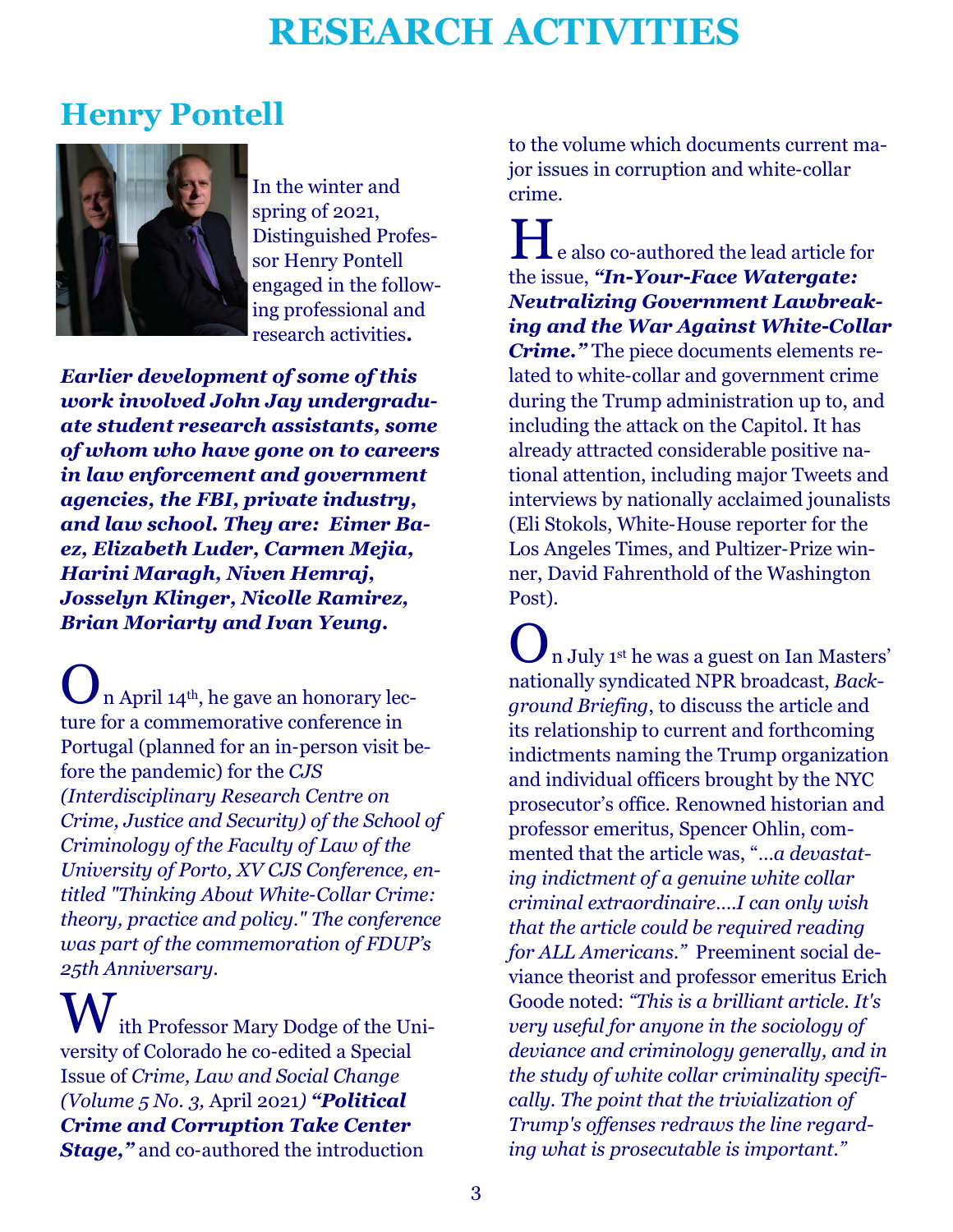# RESEARCH ACTIVITIES

## Henry Pontell

In the winter and spring of 2021, Distinguished Professor Henry Pontell engaged in the following professional and research activities**.**

***Earlier development of some of this work involved John Jay undergraduate student research assistants, some of whom who have gone on to careers in law enforcement and government agencies, the FBI, private industry, and law school. They are: Eimer Baez, Elizabeth Luder, Carmen Mejia, Harini Maragh, Niven Hemraj, Josselyn Klinger, Nicolle Ramirez, Brian Moriarty and Ivan Yeung.***

On April 14th, he gave an honorary lecture for a commemorative conference in Portugal (planned for an in-person visit before the pandemic) for the *CJS (Interdisciplinary Research Centre on Crime, Justice and Security) of the School of Criminology of the Faculty of Law of the University of Porto, XV CJS Conference, entitled "Thinking About White-Collar Crime: theory, practice and policy." The conference was part of the commemoration of FDUP's 25th Anniversary.*

With Professor Mary Dodge of the University of Colorado he co-edited a Special Issue of *Crime, Law and Social Change (Volume 5 No. 3,* April 2021*)* ***"Political Crime and Corruption Take Center Stage,"*** and co-authored the introduction to the volume which documents current major issues in corruption and white-collar crime.

He also co-authored the lead article for the issue, ***"In-Your-Face Watergate: Neutralizing Government Lawbreaking and the War Against White-Collar Crime."*** The piece documents elements related to white-collar and government crime during the Trump administration up to, and including the attack on the Capitol. It has already attracted considerable positive national attention, including major Tweets and interviews by nationally acclaimed jounalists (Eli Stokols, White-House reporter for the Los Angeles Times, and Pultizer-Prize winner, David Fahrenthold of the Washington Post).

On July 1st he was a guest on Ian Masters' nationally syndicated NPR broadcast, *Background Briefing*, to discuss the article and its relationship to current and forthcoming indictments naming the Trump organization and individual officers brought by the NYC prosecutor's office. Renowned historian and professor emeritus, Spencer Ohlin, commented that the article was, "*…a devastating indictment of a genuine white collar criminal extraordinaire….I can only wish that the article could be required reading for ALL Americans."* Preeminent social deviance theorist and professor emeritus Erich Goode noted: *"This is a brilliant article. It's very useful for anyone in the sociology of deviance and criminology generally, and in the study of white collar criminality specifically. The point that the trivialization of Trump's offenses redraws the line regarding what is prosecutable is important."*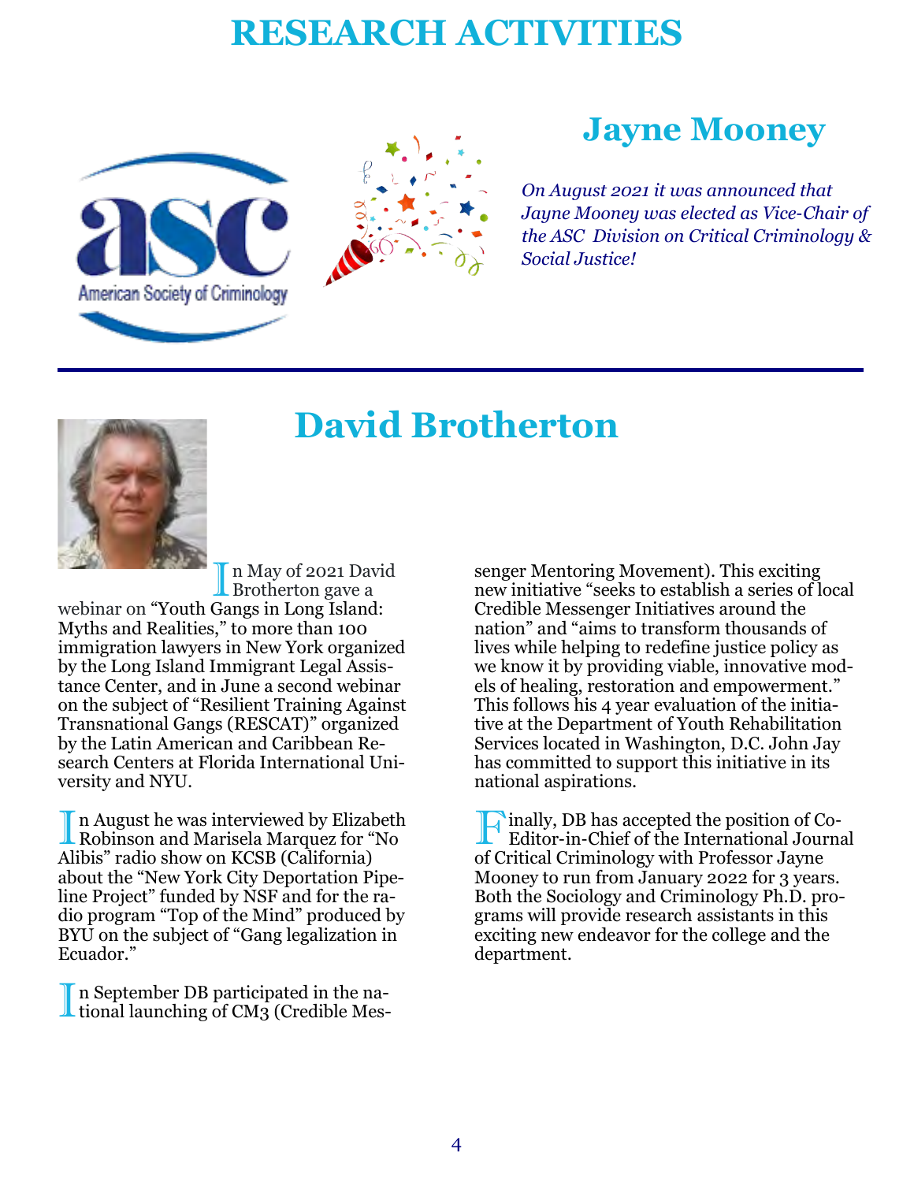# RESEARCH ACTIVITIES

## Jayne Mooney

*On August 2021 it was announced that Jayne Mooney was elected as Vice-Chair of the ASC Division on Critical Criminology & Social Justice!*

## David Brotherton

In May of 2021 David Brotherton gave a webinar on "Youth Gangs in Long Island: Myths and Realities," to more than 100 immigration lawyers in New York organized by the Long Island Immigrant Legal Assistance Center, and in June a second webinar on the subject of "Resilient Training Against Transnational Gangs (RESCAT)" organized by the Latin American and Caribbean Research Centers at Florida International University and NYU.

In August he was interviewed by Elizabeth Robinson and Marisela Marquez for "No Alibis" radio show on KCSB (California) about the "New York City Deportation Pipeline Project" funded by NSF and for the radio program "Top of the Mind" produced by BYU on the subject of "Gang legalization in Ecuador."

In September DB participated in the national launching of CM3 (Credible Messenger Mentoring Movement). This exciting new initiative "seeks to establish a series of local Credible Messenger Initiatives around the nation" and "aims to transform thousands of lives while helping to redefine justice policy as we know it by providing viable, innovative models of healing, restoration and empowerment." This follows his 4 year evaluation of the initiative at the Department of Youth Rehabilitation Services located in Washington, D.C. John Jay has committed to support this initiative in its national aspirations.

Finally, DB has accepted the position of Co-Editor-in-Chief of the International Journal of Critical Criminology with Professor Jayne Mooney to run from January 2022 for 3 years. Both the Sociology and Criminology Ph.D. programs will provide research assistants in this exciting new endeavor for the college and the department.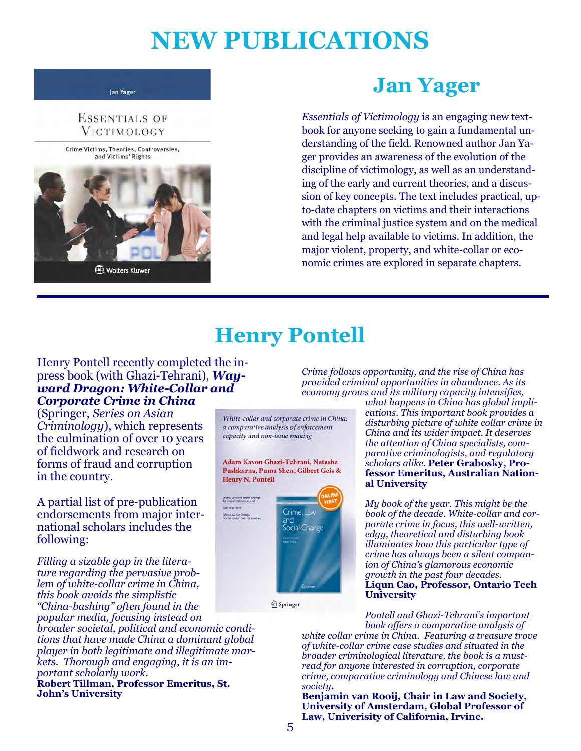# NEW PUBLICATIONS

## Jan Yager

*Essentials of Victimology* is an engaging new textbook for anyone seeking to gain a fundamental understanding of the field. Renowned author Jan Yager provides an awareness of the evolution of the discipline of victimology, as well as an understanding of the early and current theories, and a discussion of key concepts. The text includes practical, up-to-date chapters on victims and their interactions with the criminal justice system and on the medical and legal help available to victims. In addition, the major violent, property, and white-collar or economic crimes are explored in separate chapters.

## Henry Pontell

Henry Pontell recently completed the in-press book (with Ghazi-Tehrani), ***Wayward Dragon: White-Collar and Corporate Crime in China*** (Springer, *Series on Asian Criminology*), which represents the culmination of over 10 years of fieldwork and research on forms of fraud and corruption in the country.

A partial list of pre-publication endorsements from major international scholars includes the following:

*Filling a sizable gap in the literature regarding the pervasive problem of white-collar crime in China, this book avoids the simplistic "China-bashing" often found in the popular media, focusing instead on broader societal, political and economic conditions that have made China a dominant global player in both legitimate and illegitimate markets. Thorough and engaging, it is an important scholarly work.*
**Robert Tillman, Professor Emeritus, St. John's University**

*Crime follows opportunity, and the rise of China has provided criminal opportunities in abundance. As its economy grows and its military capacity intensifies, what happens in China has global implications. This important book provides a disturbing picture of white collar crime in China and its wider impact. It deserves the attention of China specialists, comparative criminologists, and regulatory scholars alike.* **Peter Grabosky, Professor Emeritus, Australian National University**

*My book of the year. This might be the book of the decade. White-collar and corporate crime in focus, this well-written, edgy, theoretical and disturbing book illuminates how this particular type of crime has always been a silent companion of China's glamorous economic growth in the past four decades.*
**Liqun Cao, Professor, Ontario Tech University**

*Pontell and Ghazi-Tehrani's important book offers a comparative analysis of white collar crime in China. Featuring a treasure trove of white-collar crime case studies and situated in the broader criminological literature, the book is a must-read for anyone interested in corruption, corporate crime, comparative criminology and Chinese law and society.*
**Benjamin van Rooij, Chair in Law and Society, University of Amsterdam, Global Professor of Law, Univeriesity of California, Irvine.**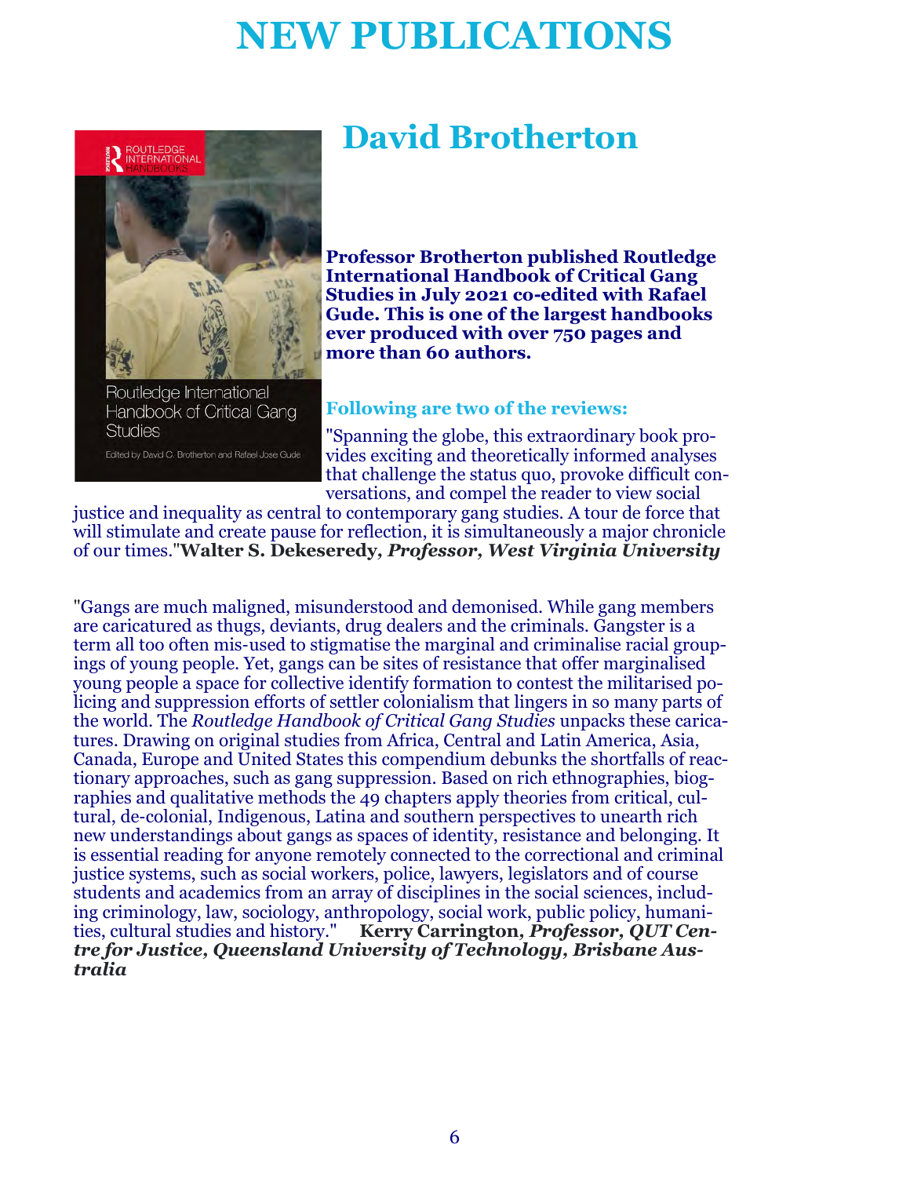# NEW PUBLICATIONS

## David Brotherton

Routledge International Handbook of Critical Gang Studies

Edited by David C. Brotherton and Rafael Jose Gude

**Professor Brotherton published Routledge International Handbook of Critical Gang Studies in July 2021 co-edited with Rafael Gude. This is one of the largest handbooks ever produced with over 750 pages and more than 60 authors.**

**Following are two of the reviews:**

"Spanning the globe, this extraordinary book provides exciting and theoretically informed analyses that challenge the status quo, provoke difficult conversations, and compel the reader to view social justice and inequality as central to contemporary gang studies. A tour de force that will stimulate and create pause for reflection, it is simultaneously a major chronicle of our times."**Walter S. Dekeseredy,** ***Professor, West Virginia University***

"Gangs are much maligned, misunderstood and demonised. While gang members are caricatured as thugs, deviants, drug dealers and the criminals. Gangster is a term all too often mis-used to stigmatise the marginal and criminalise racial groupings of young people. Yet, gangs can be sites of resistance that offer marginalised young people a space for collective identify formation to contest the militarised policing and suppression efforts of settler colonialism that lingers in so many parts of the world. The *Routledge Handbook of Critical Gang Studies* unpacks these caricatures. Drawing on original studies from Africa, Central and Latin America, Asia, Canada, Europe and United States this compendium debunks the shortfalls of reactionary approaches, such as gang suppression. Based on rich ethnographies, biographies and qualitative methods the 49 chapters apply theories from critical, cultural, de-colonial, Indigenous, Latina and southern perspectives to unearth rich new understandings about gangs as spaces of identity, resistance and belonging. It is essential reading for anyone remotely connected to the correctional and criminal justice systems, such as social workers, police, lawyers, legislators and of course students and academics from an array of disciplines in the social sciences, including criminology, law, sociology, anthropology, social work, public policy, humanities, cultural studies and history." **Kerry Carrington,** ***Professor, QUT Centre for Justice, Queensland University of Technology, Brisbane Australia***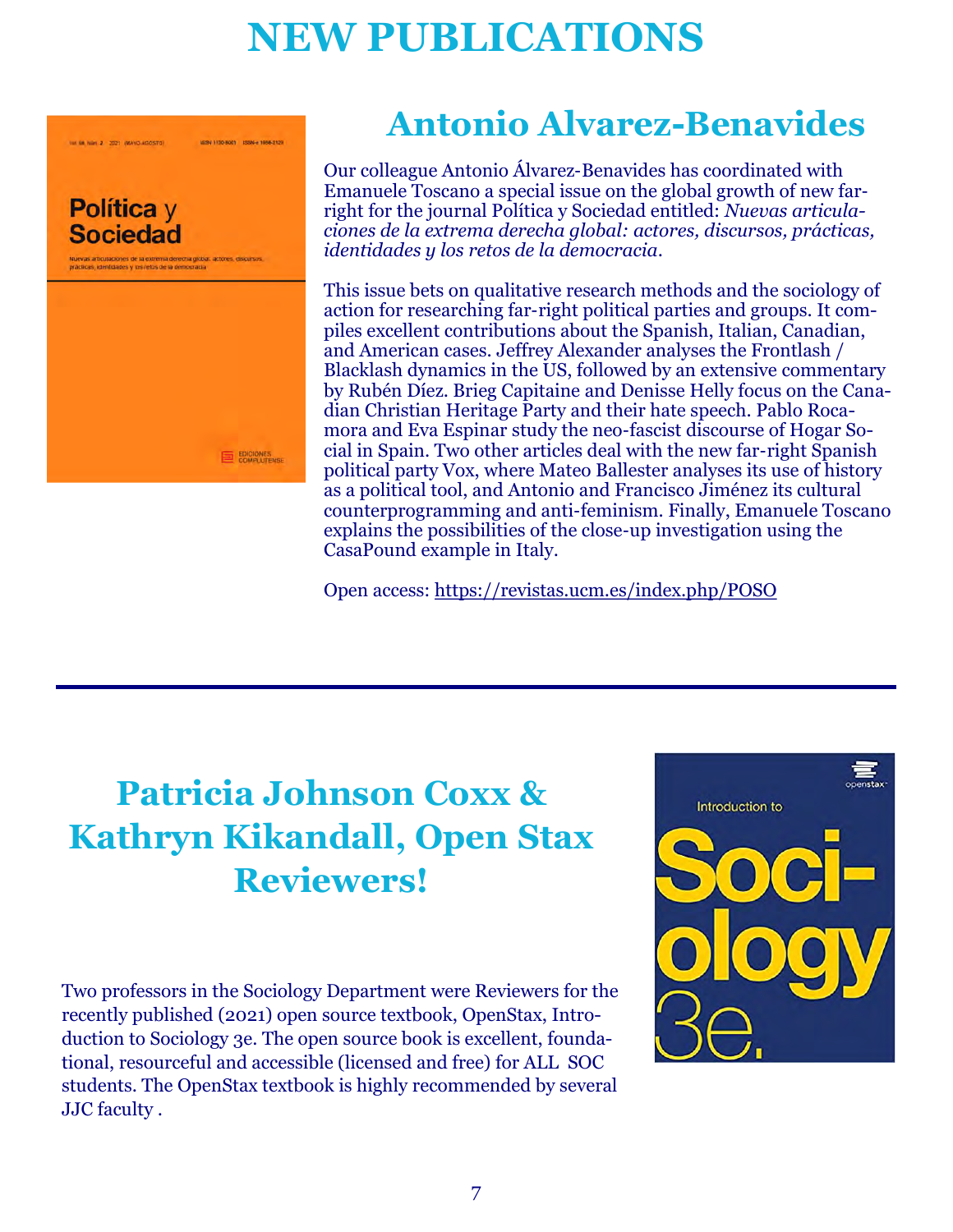# NEW PUBLICATIONS

## Antonio Alvarez-Benavides

Our colleague Antonio Álvarez-Benavides has coordinated with Emanuele Toscano a special issue on the global growth of new far-right for the journal Política y Sociedad entitled: *Nuevas articulaciones de la extrema derecha global: actores, discursos, prácticas, identidades y los retos de la democracia*.

This issue bets on qualitative research methods and the sociology of action for researching far-right political parties and groups. It compiles excellent contributions about the Spanish, Italian, Canadian, and American cases. Jeffrey Alexander analyses the Frontlash / Blacklash dynamics in the US, followed by an extensive commentary by Rubén Díez. Brieg Capitaine and Denisse Helly focus on the Canadian Christian Heritage Party and their hate speech. Pablo Rocamora and Eva Espinar study the neo-fascist discourse of Hogar Social in Spain. Two other articles deal with the new far-right Spanish political party Vox, where Mateo Ballester analyses its use of history as a political tool, and Antonio and Francisco Jiménez its cultural counterprogramming and anti-feminism. Finally, Emanuele Toscano explains the possibilities of the close-up investigation using the CasaPound example in Italy.

Open access: https://revistas.ucm.es/index.php/POSO

---

## Patricia Johnson Coxx & Kathryn Kikandall, Open Stax Reviewers!

Two professors in the Sociology Department were Reviewers for the recently published (2021) open source textbook, OpenStax, Introduction to Sociology 3e. The open source book is excellent, foundational, resourceful and accessible (licensed and free) for ALL SOC students. The OpenStax textbook is highly recommended by several JJC faculty .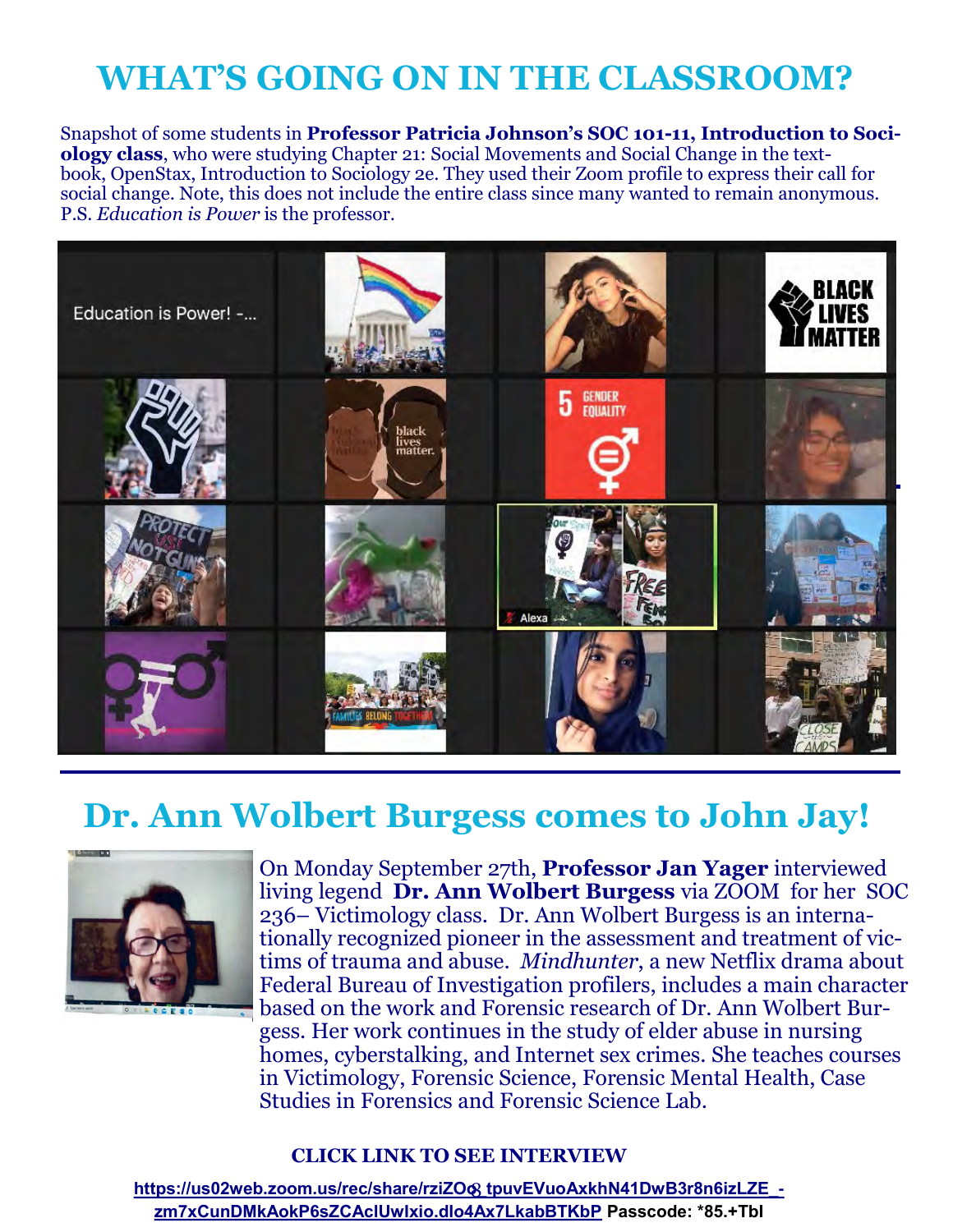# WHAT'S GOING ON IN THE CLASSROOM?

Snapshot of some students in **Professor Patricia Johnson's SOC 101-11, Introduction to Sociology class**, who were studying Chapter 21: Social Movements and Social Change in the textbook, OpenStax, Introduction to Sociology 2e. They used their Zoom profile to express their call for social change. Note, this does not include the entire class since many wanted to remain anonymous. P.S. *Education is Power* is the professor.

# Dr. Ann Wolbert Burgess comes to John Jay!

On Monday September 27th, **Professor Jan Yager** interviewed living legend **Dr. Ann Wolbert Burgess** via ZOOM for her SOC 236– Victimology class. Dr. Ann Wolbert Burgess is an internationally recognized pioneer in the assessment and treatment of victims of trauma and abuse. *Mindhunter*, a new Netflix drama about Federal Bureau of Investigation profilers, includes a main character based on the work and Forensic research of Dr. Ann Wolbert Burgess. Her work continues in the study of elder abuse in nursing homes, cyberstalking, and Internet sex crimes. She teaches courses in Victimology, Forensic Science, Forensic Mental Health, Case Studies in Forensics and Forensic Science Lab.

**CLICK LINK TO SEE INTERVIEW**

https://us02web.zoom.us/rec/share/rziZO8_tpuvEVuoAxkhN41DwB3r8n6izLZE_-zm7xCunDMkAokP6sZCAclUwIxio.dlo4Ax7LkabBTKbP **Passcode: *85.+Tbl**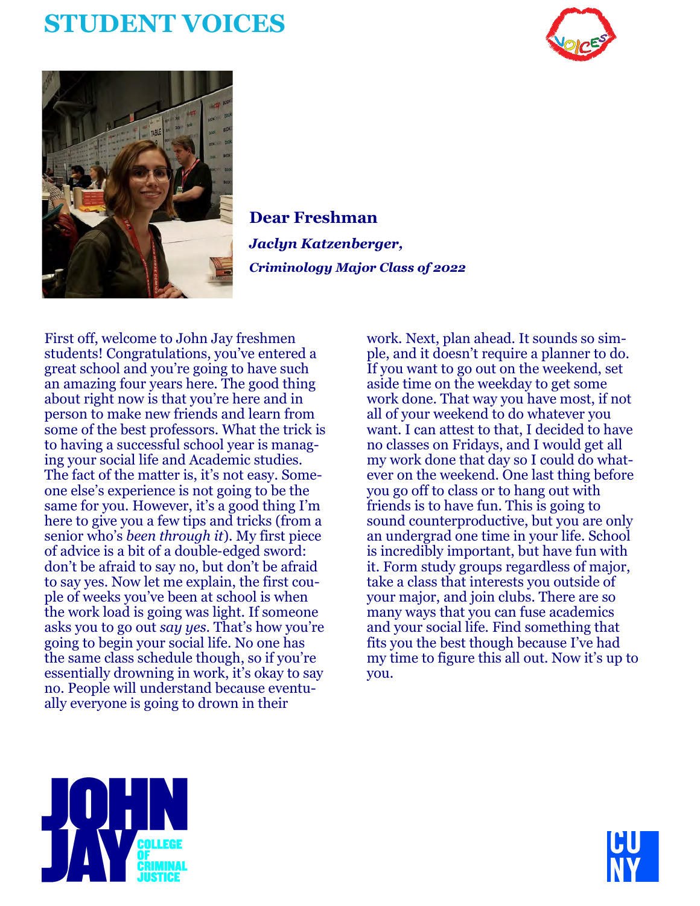# STUDENT VOICES

## Dear Freshman

***Jaclyn Katzenberger,***

***Criminology Major Class of 2022***

First off, welcome to John Jay freshmen students! Congratulations, you've entered a great school and you're going to have such an amazing four years here. The good thing about right now is that you're here and in person to make new friends and learn from some of the best professors. What the trick is to having a successful school year is managing your social life and Academic studies. The fact of the matter is, it's not easy. Someone else's experience is not going to be the same for you. However, it's a good thing I'm here to give you a few tips and tricks (from a senior who's *been through it*). My first piece of advice is a bit of a double-edged sword: don't be afraid to say no, but don't be afraid to say yes. Now let me explain, the first couple of weeks you've been at school is when the work load is going was light. If someone asks you to go out *say yes*. That's how you're going to begin your social life. No one has the same class schedule though, so if you're essentially drowning in work, it's okay to say no. People will understand because eventually everyone is going to drown in their work. Next, plan ahead. It sounds so simple, and it doesn't require a planner to do. If you want to go out on the weekend, set aside time on the weekday to get some work done. That way you have most, if not all of your weekend to do whatever you want. I can attest to that, I decided to have no classes on Fridays, and I would get all my work done that day so I could do whatever on the weekend. One last thing before you go off to class or to hang out with friends is to have fun. This is going to sound counterproductive, but you are only an undergrad one time in your life. School is incredibly important, but have fun with it. Form study groups regardless of major, take a class that interests you outside of your major, and join clubs. There are so many ways that you can fuse academics and your social life. Find something that fits you the best though because I've had my time to figure this all out. Now it's up to you.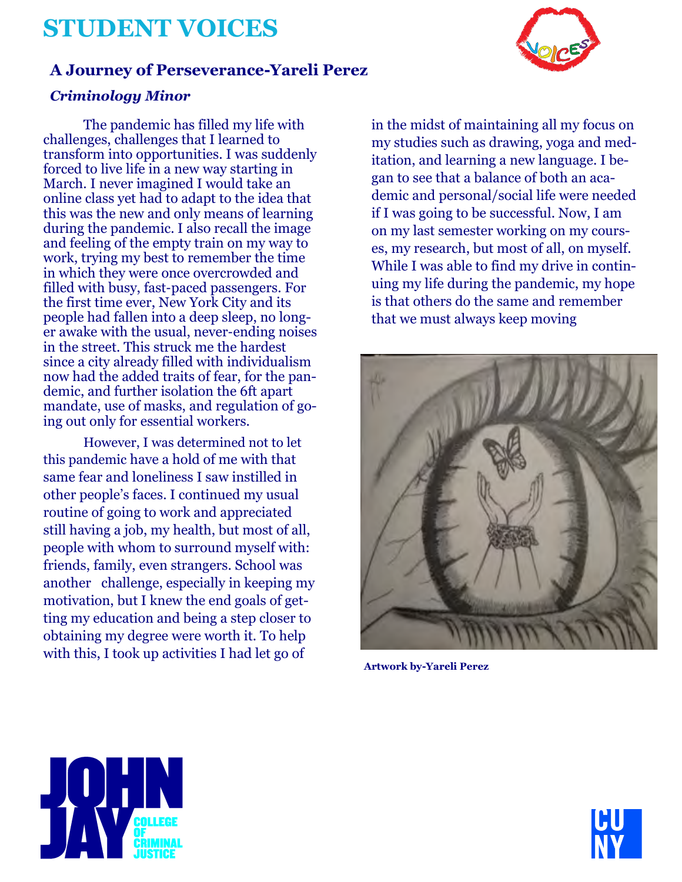# STUDENT VOICES

## A Journey of Perseverance-Yareli Perez

### *Criminology Minor*

The pandemic has filled my life with challenges, challenges that I learned to transform into opportunities. I was suddenly forced to live life in a new way starting in March. I never imagined I would take an online class yet had to adapt to the idea that this was the new and only means of learning during the pandemic. I also recall the image and feeling of the empty train on my way to work, trying my best to remember the time in which they were once overcrowded and filled with busy, fast-paced passengers. For the first time ever, New York City and its people had fallen into a deep sleep, no longer awake with the usual, never-ending noises in the street. This struck me the hardest since a city already filled with individualism now had the added traits of fear, for the pandemic, and further isolation the 6ft apart mandate, use of masks, and regulation of going out only for essential workers.

However, I was determined not to let this pandemic have a hold of me with that same fear and loneliness I saw instilled in other people's faces. I continued my usual routine of going to work and appreciated still having a job, my health, but most of all, people with whom to surround myself with: friends, family, even strangers. School was another challenge, especially in keeping my motivation, but I knew the end goals of getting my education and being a step closer to obtaining my degree were worth it. To help with this, I took up activities I had let go of in the midst of maintaining all my focus on my studies such as drawing, yoga and meditation, and learning a new language. I began to see that a balance of both an academic and personal/social life were needed if I was going to be successful. Now, I am on my last semester working on my courses, my research, but most of all, on myself. While I was able to find my drive in continuing my life during the pandemic, my hope is that others do the same and remember that we must always keep moving

**Artwork by-Yareli Perez**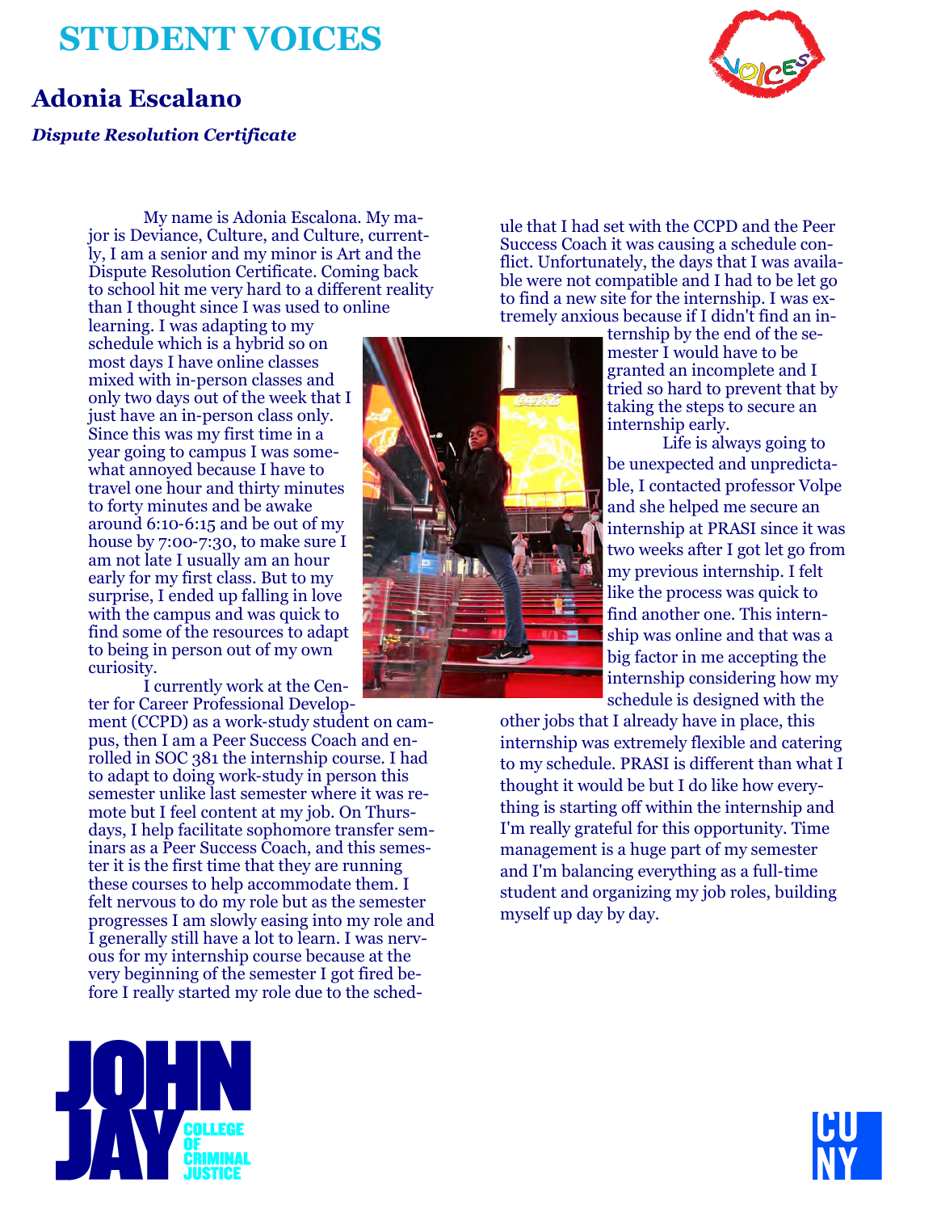# STUDENT VOICES

## Adonia Escalano

***Dispute Resolution Certificate***

My name is Adonia Escalona. My major is Deviance, Culture, and Culture, currently, I am a senior and my minor is Art and the Dispute Resolution Certificate. Coming back to school hit me very hard to a different reality than I thought since I was used to online learning. I was adapting to my schedule which is a hybrid so on most days I have online classes mixed with in-person classes and only two days out of the week that I just have an in-person class only. Since this was my first time in a year going to campus I was somewhat annoyed because I have to travel one hour and thirty minutes to forty minutes and be awake around 6:10-6:15 and be out of my house by 7:00-7:30, to make sure I am not late I usually am an hour early for my first class. But to my surprise, I ended up falling in love with the campus and was quick to find some of the resources to adapt to being in person out of my own curiosity.

I currently work at the Center for Career Professional Development (CCPD) as a work-study student on campus, then I am a Peer Success Coach and enrolled in SOC 381 the internship course. I had to adapt to doing work-study in person this semester unlike last semester where it was remote but I feel content at my job. On Thursdays, I help facilitate sophomore transfer seminars as a Peer Success Coach, and this semester it is the first time that they are running these courses to help accommodate them. I felt nervous to do my role but as the semester progresses I am slowly easing into my role and I generally still have a lot to learn. I was nervous for my internship course because at the very beginning of the semester I got fired before I really started my role due to the schedule that I had set with the CCPD and the Peer Success Coach it was causing a schedule conflict. Unfortunately, the days that I was available were not compatible and I had to be let go to find a new site for the internship. I was extremely anxious because if I didn't find an internship by the end of the semester I would have to be granted an incomplete and I tried so hard to prevent that by taking the steps to secure an internship early.

Life is always going to be unexpected and unpredictable, I contacted professor Volpe and she helped me secure an internship at PRASI since it was two weeks after I got let go from my previous internship. I felt like the process was quick to find another one. This internship was online and that was a big factor in me accepting the internship considering how my schedule is designed with the other jobs that I already have in place, this internship was extremely flexible and catering to my schedule. PRASI is different than what I thought it would be but I do like how everything is starting off within the internship and I'm really grateful for this opportunity. Time management is a huge part of my semester and I'm balancing everything as a full-time student and organizing my job roles, building myself up day by day.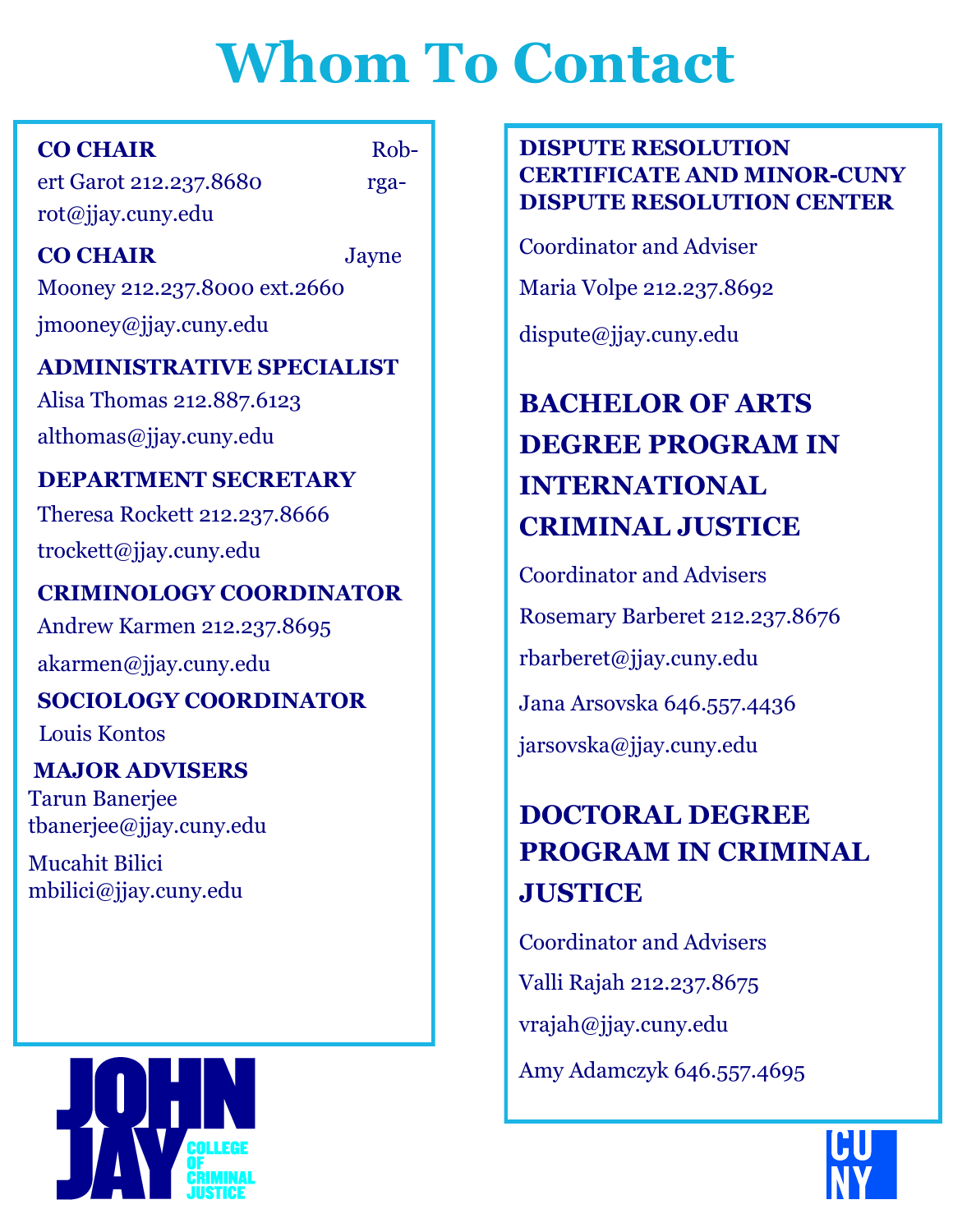# Whom To Contact

**CO CHAIR**
Robert Garot 212.237.8680 rgarot@jjay.cuny.edu

**CO CHAIR**
Jayne Mooney 212.237.8000 ext.2660
jmooney@jjay.cuny.edu

**ADMINISTRATIVE SPECIALIST**
Alisa Thomas 212.887.6123
althomas@jjay.cuny.edu

**DEPARTMENT SECRETARY**
Theresa Rockett 212.237.8666
trockett@jjay.cuny.edu

**CRIMINOLOGY COORDINATOR**
Andrew Karmen 212.237.8695
akarmen@jjay.cuny.edu

**SOCIOLOGY COORDINATOR**
Louis Kontos

**MAJOR ADVISERS**
Tarun Banerjee
tbanerjee@jjay.cuny.edu

Mucahit Bilici
mbilici@jjay.cuny.edu

**DISPUTE RESOLUTION CERTIFICATE AND MINOR-CUNY DISPUTE RESOLUTION CENTER**

Coordinator and Adviser

Maria Volpe 212.237.8692

dispute@jjay.cuny.edu

## BACHELOR OF ARTS DEGREE PROGRAM IN INTERNATIONAL CRIMINAL JUSTICE

Coordinator and Advisers

Rosemary Barberet 212.237.8676

rbarberet@jjay.cuny.edu

Jana Arsovska 646.557.4436

jarsovska@jjay.cuny.edu

## DOCTORAL DEGREE PROGRAM IN CRIMINAL JUSTICE

Coordinator and Advisers

Valli Rajah 212.237.8675

vrajah@jjay.cuny.edu

Amy Adamczyk 646.557.4695

JOHN JAY COLLEGE OF CRIMINAL JUSTICE

CUNY